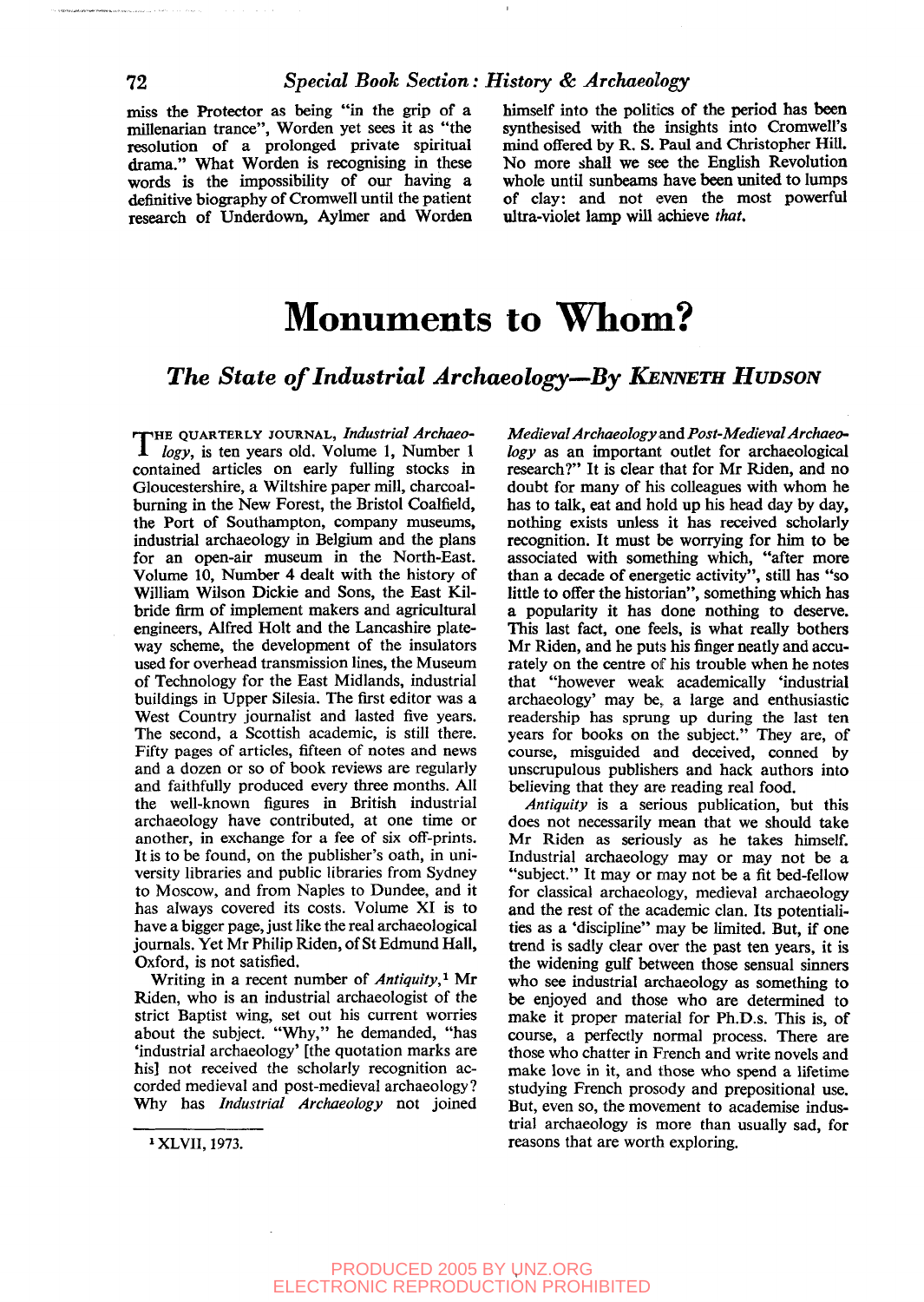miss the Protector as being "in the grip of a millenarian trance", Worden yet sees it as "the resolution of a prolonged private spiritual drama." What Worden is recognising in these words is the impossibility of our having a definitive biography of Cromwell until the patient research of Underdown, Aylmer and Worden himself into the politics of the period has been synthesised with the insights into Cromwell's mind offered by R. S. Paul and Christopher Hill. No more shall we see the English Revolution whole until sunbeams have been united to lumps of clay: and not even the most powerful ultra-violet lamp will achieve *that.*

# Monuments to Whom?

## *The State of Industrial Archaeology—By* KENNETH HUDSON

THE QUARTERLY JOURNAL, *Industrial Archaeology*, is ten years old. Volume 1, Number 1 contained articles on early fulling stocks in Gloucestershire, a Wiltshire paper mill, charcoal-burning in the New Forest, the Bristol Coalfield, the Port of Southampton, company museums, industrial archaeology in Belgium and the plans for an open-air museum in the North-East. Volume 10, Number 4 dealt with the history of William Wilson Dickie and Sons, the East Kilbride firm of implement makers and agricultural engineers, Alfred Holt and the Lancashire plate-way scheme, the development of the insulators used for overhead transmission lines, the Museum of Technology for the East Midlands, industrial buildings in Upper Silesia. The first editor was a West Country journalist and lasted five years. The second, a Scottish academic, is still there. Fifty pages of articles, fifteen of notes and news and a dozen or so of book reviews are regularly and faithfully produced every three months. All the well-known figures in British industrial archaeology have contributed, at one time or another, in exchange for a fee of six off-prints. It is to be found, on the publisher's oath, in university libraries and public libraries from Sydney to Moscow, and from Naples to Dundee, and it has always covered its costs. Volume XI is to have a bigger page, just like the real archaeological journals. Yet Mr Philip Riden, of St Edmund Hall, Oxford, is not satisfied.

Writing in a recent number of *Antiquity*,[1] Mr Riden, who is an industrial archaeologist of the strict Baptist wing, set out his current worries about the subject. "Why," he demanded, "has 'industrial archaeology' [the quotation marks are his] not received the scholarly recognition accorded medieval and post-medieval archaeology? Why has *Industrial Archaeology* not joined *Medieval Archaeology* and *Post-Medieval Archaeology* as an important outlet for archaeological research?" It is clear that for Mr Riden, and no doubt for many of his colleagues with whom he has to talk, eat and hold up his head day by day, nothing exists unless it has received scholarly recognition. It must be worrying for him to be associated with something which, "after more than a decade of energetic activity", still has "so little to offer the historian", something which has a popularity it has done nothing to deserve. This last fact, one feels, is what really bothers Mr Riden, and he puts his finger neatly and accurately on the centre of his trouble when he notes that "however weak academically 'industrial archaeology' may be, a large and enthusiastic readership has sprung up during the last ten years for books on the subject." They are, of course, misguided and deceived, conned by unscrupulous publishers and hack authors into believing that they are reading real food.

*Antiquity* is a serious publication, but this does not necessarily mean that we should take Mr Riden as seriously as he takes himself. Industrial archaeology may or may not be a "subject." It may or may not be a fit bed-fellow for classical archaeology, medieval archaeology and the rest of the academic clan. Its potentialities as a 'discipline" may be limited. But, if one trend is sadly clear over the past ten years, it is the widening gulf between those sensual sinners who see industrial archaeology as something to be enjoyed and those who are determined to make it proper material for Ph.D.s. This is, of course, a perfectly normal process. There are those who chatter in French and write novels and make love in it, and those who spend a lifetime studying French prosody and prepositional use. But, even so, the movement to academise industrial archaeology is more than usually sad, for reasons that are worth exploring.

[1] XLVII, 1973.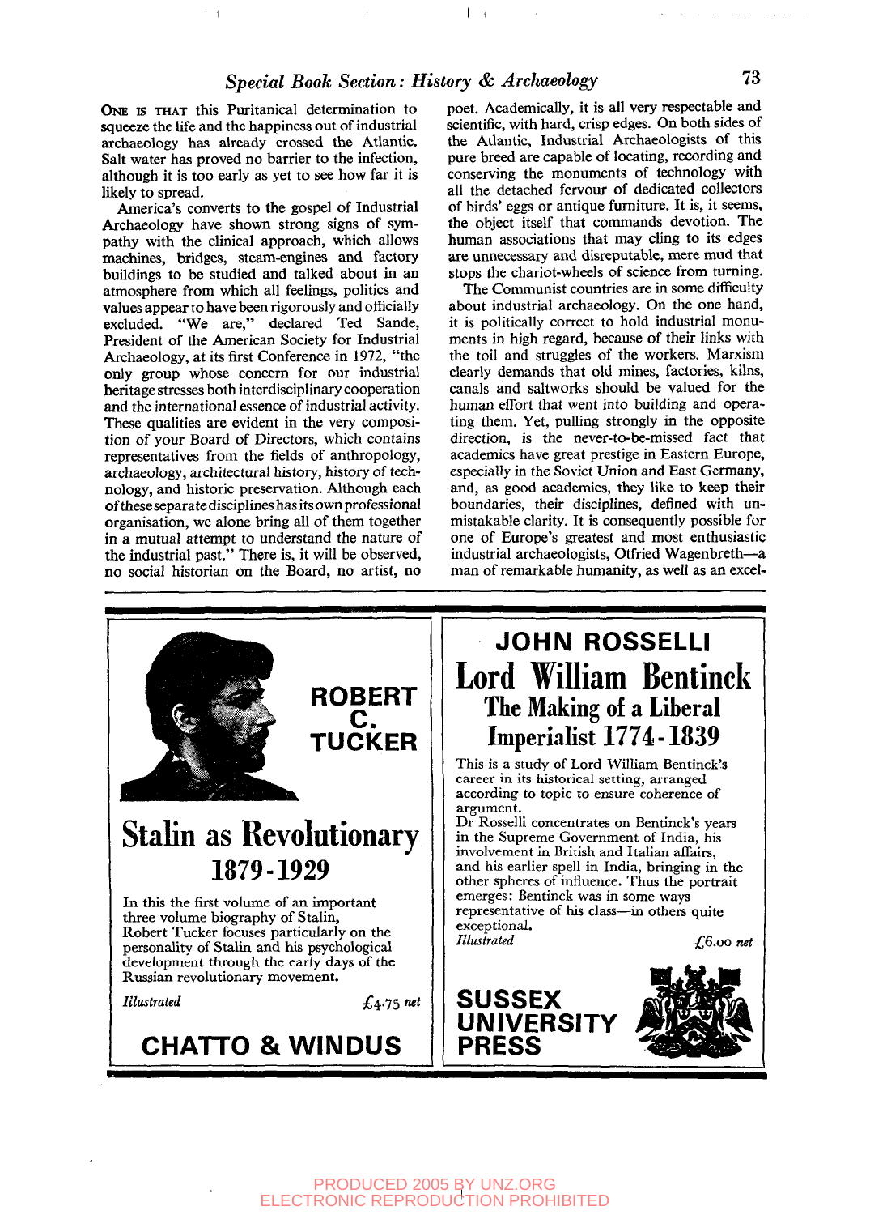ONE IS THAT this Puritanical determination to squeeze the life and the happiness out of industrial archaeology has already crossed the Atlantic. Salt water has proved no barrier to the infection, although it is too early as yet to see how far it is likely to spread.

America's converts to the gospel of Industrial Archaeology have shown strong signs of sympathy with the clinical approach, which allows machines, bridges, steam-engines and factory buildings to be studied and talked about in an atmosphere from which all feelings, politics and values appear to have been rigorously and officially excluded. "We are," declared Ted Sande, President of the American Society for Industrial Archaeology, at its first Conference in 1972, "the only group whose concern for our industrial heritage stresses both interdisciplinary cooperation and the international essence of industrial activity. These qualities are evident in the very composition of your Board of Directors, which contains representatives from the fields of anthropology, archaeology, architectural history, history of technology, and historic preservation. Although each of these separate disciplines has its own professional organisation, we alone bring all of them together in a mutual attempt to understand the nature of the industrial past." There is, it will be observed, no social historian on the Board, no artist, no poet. Academically, it is all very respectable and scientific, with hard, crisp edges. On both sides of the Atlantic, Industrial Archaeologists of this pure breed are capable of locating, recording and conserving the monuments of technology with all the detached fervour of dedicated collectors of birds' eggs or antique furniture. It is, it seems, the object itself that commands devotion. The human associations that may cling to its edges are unnecessary and disreputable, mere mud that stops the chariot-wheels of science from turning.

The Communist countries are in some difficulty about industrial archaeology. On the one hand, it is politically correct to hold industrial monuments in high regard, because of their links with the toil and struggles of the workers. Marxism clearly demands that old mines, factories, kilns, canals and saltworks should be valued for the human effort that went into building and operating them. Yet, pulling strongly in the opposite direction, is the never-to-be-missed fact that academics have great prestige in Eastern Europe, especially in the Soviet Union and East Germany, and, as good academics, they like to keep their boundaries, their disciplines, defined with unmistakable clarity. It is consequently possible for one of Europe's greatest and most enthusiastic industrial archaeologists, Otfried Wagenbreth—a man of remarkable humanity, as well as an excel-

---

**ROBERT C. TUCKER**

# Stalin as Revolutionary 1879-1929

In this the first volume of an important three volume biography of Stalin, Robert Tucker focuses particularly on the personality of Stalin and his psychological development through the early days of the Russian revolutionary movement.

*Illustrated* £4·75 *net*

**CHATTO & WINDUS**

---

**JOHN ROSSELLI**

# Lord William Bentinck
## The Making of a Liberal Imperialist 1774-1839

This is a study of Lord William Bentinck's career in its historical setting, arranged according to topic to ensure coherence of argument.

Dr Rosselli concentrates on Bentinck's years in the Supreme Government of India, his involvement in British and Italian affairs, and his earlier spell in India, bringing in the other spheres of influence. Thus the portrait emerges: Bentinck was in some ways representative of his class—in others quite exceptional.

*Illustrated* £6.00 *net*

**SUSSEX UNIVERSITY PRESS**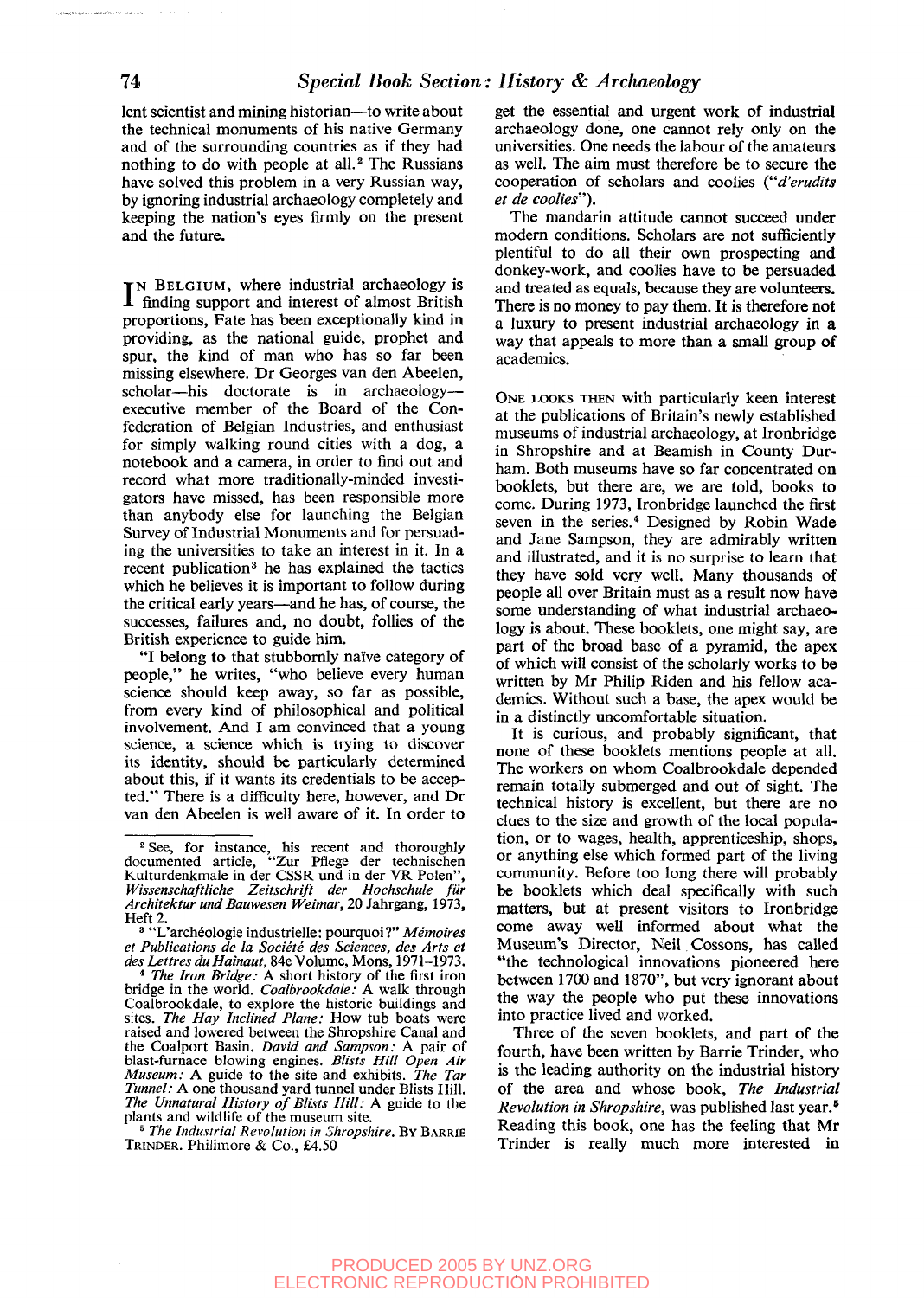lent scientist and mining historian—to write about the technical monuments of his native Germany and of the surrounding countries as if they had nothing to do with people at all.[2] The Russians have solved this problem in a very Russian way, by ignoring industrial archaeology completely and keeping the nation's eyes firmly on the present and the future.

In Belgium, where industrial archaeology is finding support and interest of almost British proportions, Fate has been exceptionally kind in providing, as the national guide, prophet and spur, the kind of man who has so far been missing elsewhere. Dr Georges van den Abeelen, scholar—his doctorate is in archaeology—executive member of the Board of the Confederation of Belgian Industries, and enthusiast for simply walking round cities with a dog, a notebook and a camera, in order to find out and record what more traditionally-minded investigators have missed, has been responsible more than anybody else for launching the Belgian Survey of Industrial Monuments and for persuading the universities to take an interest in it. In a recent publication[3] he has explained the tactics which he believes it is important to follow during the critical early years—and he has, of course, the successes, failures and, no doubt, follies of the British experience to guide him.

"I belong to that stubbornly naïve category of people," he writes, "who believe every human science should keep away, so far as possible, from every kind of philosophical and political involvement. And I am convinced that a young science, a science which is trying to discover its identity, should be particularly determined about this, if it wants its credentials to be accepted." There is a difficulty here, however, and Dr van den Abeelen is well aware of it. In order to get the essential and urgent work of industrial archaeology done, one cannot rely only on the universities. One needs the labour of the amateurs as well. The aim must therefore be to secure the cooperation of scholars and coolies (*"d'erudits et de coolies"*).

The mandarin attitude cannot succeed under modern conditions. Scholars are not sufficiently plentiful to do all their own prospecting and donkey-work, and coolies have to be persuaded and treated as equals, because they are volunteers. There is no money to pay them. It is therefore not a luxury to present industrial archaeology in a way that appeals to more than a small group of academics.

One looks then with particularly keen interest at the publications of Britain's newly established museums of industrial archaeology, at Ironbridge in Shropshire and at Beamish in County Durham. Both museums have so far concentrated on booklets, but there are, we are told, books to come. During 1973, Ironbridge launched the first seven in the series.[4] Designed by Robin Wade and Jane Sampson, they are admirably written and illustrated, and it is no surprise to learn that they have sold very well. Many thousands of people all over Britain must as a result now have some understanding of what industrial archaeology is about. These booklets, one might say, are part of the broad base of a pyramid, the apex of which will consist of the scholarly works to be written by Mr Philip Riden and his fellow academics. Without such a base, the apex would be in a distinctly uncomfortable situation.

It is curious, and probably significant, that none of these booklets mentions people at all. The workers on whom Coalbrookdale depended remain totally submerged and out of sight. The technical history is excellent, but there are no clues to the size and growth of the local population, or to wages, health, apprenticeship, shops, or anything else which formed part of the living community. Before too long there will probably be booklets which deal specifically with such matters, but at present visitors to Ironbridge come away well informed about what the Museum's Director, Neil Cossons, has called "the technological innovations pioneered here between 1700 and 1870", but very ignorant about the way the people who put these innovations into practice lived and worked.

Three of the seven booklets, and part of the fourth, have been written by Barrie Trinder, who is the leading authority on the industrial history of the area and whose book, *The Industrial Revolution in Shropshire*, was published last year.[5] Reading this book, one has the feeling that Mr Trinder is really much more interested in

---

[2] See, for instance, his recent and thoroughly documented article, "Zur Pflege der technischen Kulturdenkmale in der CSSR und in der VR Polen", *Wissenschaftliche Zeitschrift der Hochschule für Architektur und Bauwesen Weimar*, 20 Jahrgang, 1973, Heft 2.

[3] "L'archéologie industrielle: pourquoi?" *Mémoires et Publications de la Société des Sciences, des Arts et des Lettres du Hainaut*, 84e Volume, Mons, 1971–1973.

[4] *The Iron Bridge:* A short history of the first iron bridge in the world. *Coalbrookdale:* A walk through Coalbrookdale, to explore the historic buildings and sites. *The Hay Inclined Plane:* How tub boats were raised and lowered between the Shropshire Canal and the Coalport Basin. *David and Sampson:* A pair of blast-furnace blowing engines. *Blists Hill Open Air Museum:* A guide to the site and exhibits. *The Tar Tunnel:* A one thousand yard tunnel under Blists Hill. *The Unnatural History of Blists Hill:* A guide to the plants and wildlife of the museum site.

[5] *The Industrial Revolution in Shropshire.* By Barrie Trinder. Philimore & Co., £4.50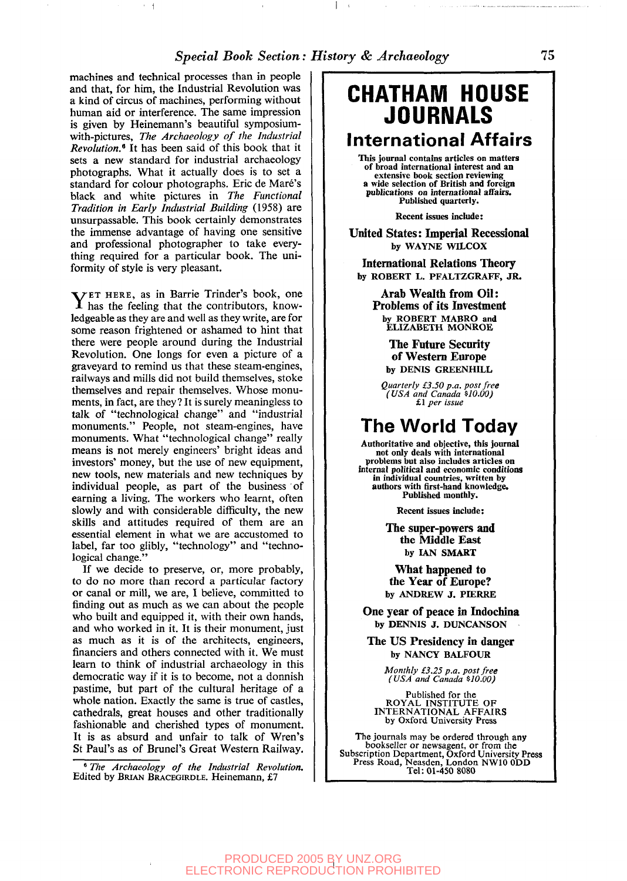machines and technical processes than in people and that, for him, the Industrial Revolution was a kind of circus of machines, performing without human aid or interference. The same impression is given by Heinemann's beautiful symposium-with-pictures, *The Archaeology of the Industrial Revolution.*[6] It has been said of this book that it sets a new standard for industrial archaeology photographs. What it actually does is to set a standard for colour photographs. Eric de Maré's black and white pictures in *The Functional Tradition in Early Industrial Building* (1958) are unsurpassable. This book certainly demonstrates the immense advantage of having one sensitive and professional photographer to take everything required for a particular book. The uniformity of style is very pleasant.

YET HERE, as in Barrie Trinder's book, one has the feeling that the contributors, knowledgeable as they are and well as they write, are for some reason frightened or ashamed to hint that there were people around during the Industrial Revolution. One longs for even a picture of a graveyard to remind us that these steam-engines, railways and mills did not build themselves, stoke themselves and repair themselves. Whose monuments, in fact, are they? It is surely meaningless to talk of "technological change" and "industrial monuments." People, not steam-engines, have monuments. What "technological change" really means is not merely engineers' bright ideas and investors' money, but the use of new equipment, new tools, new materials and new techniques by individual people, as part of the business of earning a living. The workers who learnt, often slowly and with considerable difficulty, the new skills and attitudes required of them are an essential element in what we are accustomed to label, far too glibly, "technology" and "technological change."

If we decide to preserve, or, more probably, to do no more than record a particular factory or canal or mill, we are, I believe, committed to finding out as much as we can about the people who built and equipped it, with their own hands, and who worked in it. It is their monument, just as much as it is of the architects, engineers, financiers and others connected with it. We must learn to think of industrial archaeology in this democratic way if it is to become, not a donnish pastime, but part of the cultural heritage of a whole nation. Exactly the same is true of castles, cathedrals, great houses and other traditionally fashionable and cherished types of monument. It is as absurd and unfair to talk of Wren's St Paul's as of Brunel's Great Western Railway.

[6] *The Archaeology of the Industrial Revolution.* Edited by BRIAN BRACEGIRDLE. Heinemann, £7

---

# CHATHAM HOUSE JOURNALS

## International Affairs

**This journal contains articles on matters of broad international interest and an extensive book section reviewing a wide selection of British and foreign publications on international affairs. Published quarterly.**

**Recent issues include:**

**United States: Imperial Recessional**
by WAYNE WILCOX

**International Relations Theory**
by ROBERT L. PFALTZGRAFF, JR.

**Arab Wealth from Oil: Problems of its Investment**
by ROBERT MABRO and ELIZABETH MONROE

**The Future Security of Western Europe**
by DENIS GREENHILL

*Quarterly £3.50 p.a. post free (USA and Canada $10.00) £1 per issue*

## The World Today

**Authoritative and objective, this journal not only deals with international problems but also includes articles on internal political and economic conditions in individual countries, written by authors with first-hand knowledge. Published monthly.**

**Recent issues include:**

**The super-powers and the Middle East**
by IAN SMART

**What happened to the Year of Europe?**
by ANDREW J. PIERRE

**One year of peace in Indochina**
by DENNIS J. DUNCANSON

**The US Presidency in danger**
by NANCY BALFOUR

*Monthly £3.25 p.a. post free (USA and Canada $10.00)*

Published for the ROYAL INSTITUTE OF INTERNATIONAL AFFAIRS by Oxford University Press

The journals may be ordered through any bookseller or newsagent, or from the Subscription Department, Oxford University Press Press Road, Neasden, London NW10 0DD Tel: 01-450 8080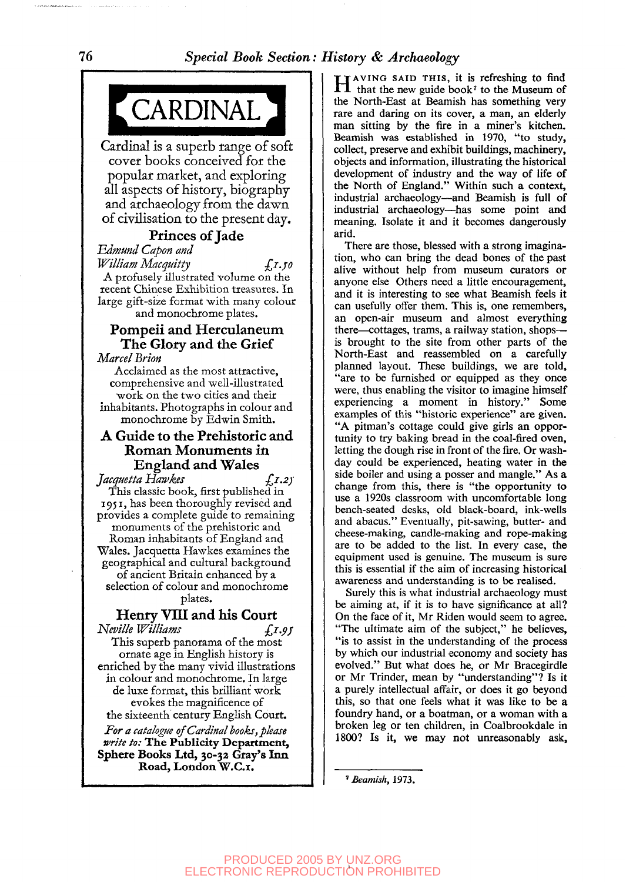# CARDINAL

Cardinal is a superb range of soft cover books conceived for the popular market, and exploring all aspects of history, biography and archaeology from the dawn of civilisation to the present day.

## Princes of Jade

*Edmund Capon and William Macquitty* £1.50

A profusely illustrated volume on the recent Chinese Exhibition treasures. In large gift-size format with many colour and monochrome plates.

## Pompeii and Herculaneum The Glory and the Grief

*Marcel Brion*

Acclaimed as the most attractive, comprehensive and well-illustrated work on the two cities and their inhabitants. Photographs in colour and monochrome by Edwin Smith.

## A Guide to the Prehistoric and Roman Monuments in England and Wales

*Jacquetta Hawkes* £1.25

This classic book, first published in 1951, has been thoroughly revised and provides a complete guide to remaining monuments of the prehistoric and Roman inhabitants of England and Wales. Jacquetta Hawkes examines the geographical and cultural background of ancient Britain enhanced by a selection of colour and monochrome plates.

## Henry VIII and his Court

*Neville Williams* £1.95

This superb panorama of the most ornate age in English history is enriched by the many vivid illustrations in colour and monochrome. In large de luxe format, this brilliant work evokes the magnificence of the sixteenth century English Court.

*For a catalogue of Cardinal books, please write to:* **The Publicity Department, Sphere Books Ltd, 30-32 Gray's Inn Road, London W.C.1.**

---

HAVING SAID THIS, it is refreshing to find that the new guide book[7] to the Museum of the North-East at Beamish has something very rare and daring on its cover, a man, an elderly man sitting by the fire in a miner's kitchen. Beamish was established in 1970, "to study, collect, preserve and exhibit buildings, machinery, objects and information, illustrating the historical development of industry and the way of life of the North of England." Within such a context, industrial archaeology—and Beamish is full of industrial archaeology—has some point and meaning. Isolate it and it becomes dangerously arid.

There are those, blessed with a strong imagination, who can bring the dead bones of the past alive without help from museum curators or anyone else Others need a little encouragement, and it is interesting to see what Beamish feels it can usefully offer them. This is, one remembers, an open-air museum and almost everything there—cottages, trams, a railway station, shops—is brought to the site from other parts of the North-East and reassembled on a carefully planned layout. These buildings, we are told, "are to be furnished or equipped as they once were, thus enabling the visitor to imagine himself experiencing a moment in history." Some examples of this "historic experience" are given. "A pitman's cottage could give girls an opportunity to try baking bread in the coal-fired oven, letting the dough rise in front of the fire. Or wash-day could be experienced, heating water in the side boiler and using a posser and mangle." As a change from this, there is "the opportunity to use a 1920s classroom with uncomfortable long bench-seated desks, old black-board, ink-wells and abacus." Eventually, pit-sawing, butter- and cheese-making, candle-making and rope-making are to be added to the list. In every case, the equipment used is genuine. The museum is sure this is essential if the aim of increasing historical awareness and understanding is to be realised.

Surely this is what industrial archaeology must be aiming at, if it is to have significance at all? On the face of it, Mr Riden would seem to agree. "The ultimate aim of the subject," he believes, "is to assist in the understanding of the process by which our industrial economy and society has evolved." But what does he, or Mr Bracegirdle or Mr Trinder, mean by "understanding"? Is it a purely intellectual affair, or does it go beyond this, so that one feels what it was like to be a foundry hand, or a boatman, or a woman with a broken leg or ten children, in Coalbrookdale in 1800? Is it, we may not unreasonably ask,

[7] *Beamish*, 1973.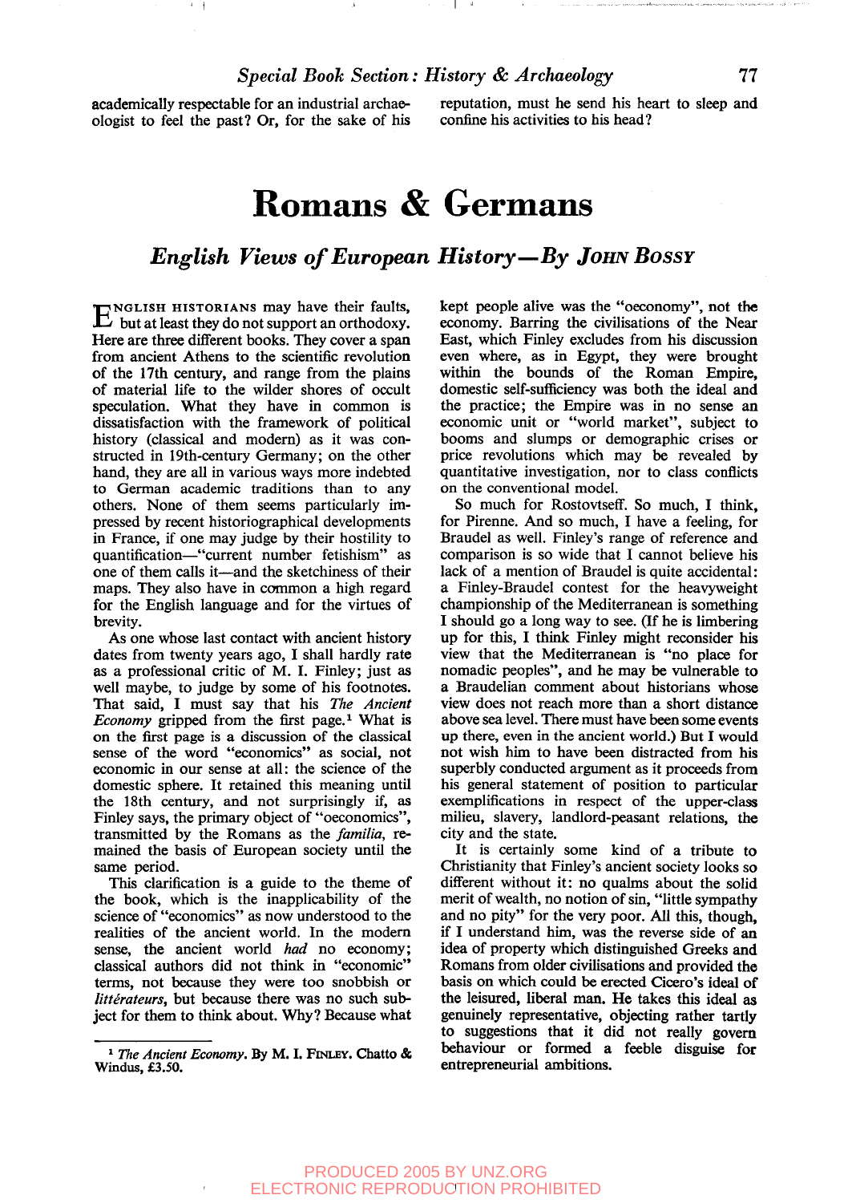academically respectable for an industrial archaeologist to feel the past? Or, for the sake of his reputation, must he send his heart to sleep and confine his activities to his head?

# Romans & Germans

## *English Views of European History—By* John Bossy

English historians may have their faults, but at least they do not support an orthodoxy. Here are three different books. They cover a span from ancient Athens to the scientific revolution of the 17th century, and range from the plains of material life to the wilder shores of occult speculation. What they have in common is dissatisfaction with the framework of political history (classical and modern) as it was constructed in 19th-century Germany; on the other hand, they are all in various ways more indebted to German academic traditions than to any others. None of them seems particularly impressed by recent historiographical developments in France, if one may judge by their hostility to quantification—"current number fetishism" as one of them calls it—and the sketchiness of their maps. They also have in common a high regard for the English language and for the virtues of brevity.

As one whose last contact with ancient history dates from twenty years ago, I shall hardly rate as a professional critic of M. I. Finley; just as well maybe, to judge by some of his footnotes. That said, I must say that his *The Ancient Economy* gripped from the first page.[1] What is on the first page is a discussion of the classical sense of the word "economics" as social, not economic in our sense at all: the science of the domestic sphere. It retained this meaning until the 18th century, and not surprisingly if, as Finley says, the primary object of "oeconomics", transmitted by the Romans as the *familia*, remained the basis of European society until the same period.

This clarification is a guide to the theme of the book, which is the inapplicability of the science of "economics" as now understood to the realities of the ancient world. In the modern sense, the ancient world *had* no economy; classical authors did not think in "economic" terms, not because they were too snobbish or *littérateurs*, but because there was no such subject for them to think about. Why? Because what kept people alive was the "oeconomy", not the economy. Barring the civilisations of the Near East, which Finley excludes from his discussion even where, as in Egypt, they were brought within the bounds of the Roman Empire, domestic self-sufficiency was both the ideal and the practice; the Empire was in no sense an economic unit or "world market", subject to booms and slumps or demographic crises or price revolutions which may be revealed by quantitative investigation, nor to class conflicts on the conventional model.

So much for Rostovtseff. So much, I think, for Pirenne. And so much, I have a feeling, for Braudel as well. Finley's range of reference and comparison is so wide that I cannot believe his lack of a mention of Braudel is quite accidental: a Finley-Braudel contest for the heavyweight championship of the Mediterranean is something I should go a long way to see. (If he is limbering up for this, I think Finley might reconsider his view that the Mediterranean is "no place for nomadic peoples", and he may be vulnerable to a Braudelian comment about historians whose view does not reach more than a short distance above sea level. There must have been some events up there, even in the ancient world.) But I would not wish him to have been distracted from his superbly conducted argument as it proceeds from his general statement of position to particular exemplifications in respect of the upper-class milieu, slavery, landlord-peasant relations, the city and the state.

It is certainly some kind of a tribute to Christianity that Finley's ancient society looks so different without it: no qualms about the solid merit of wealth, no notion of sin, "little sympathy and no pity" for the very poor. All this, though, if I understand him, was the reverse side of an idea of property which distinguished Greeks and Romans from older civilisations and provided the basis on which could be erected Cicero's ideal of the leisured, liberal man. He takes this ideal as genuinely representative, objecting rather tartly to suggestions that it did not really govern behaviour or formed a feeble disguise for entrepreneurial ambitions.

[1] *The Ancient Economy*. By M. I. Finley. Chatto & Windus, £3.50.